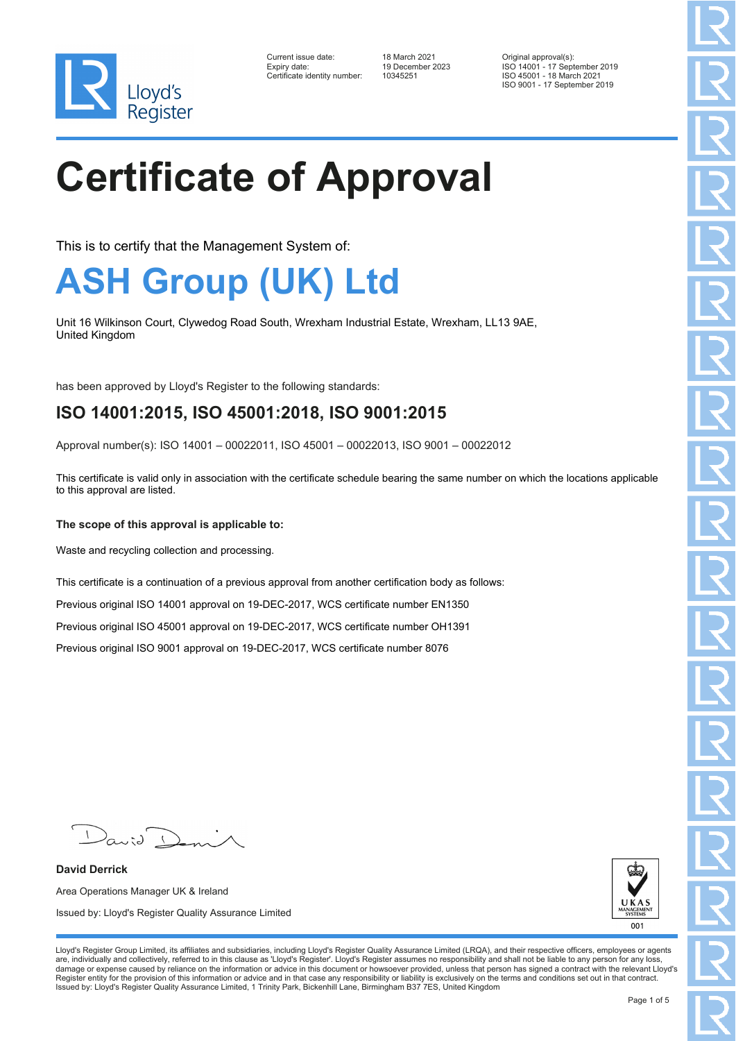Lloyd's Register

| | | |
|---|---|---|
| Current issue date: | 18 March 2021 | Original approval(s): |
| Expiry date: | 19 December 2023 | ISO 14001 - 17 September 2019 |
| Certificate identity number: | 10345251 | ISO 45001 - 18 March 2021 |
| | | ISO 9001 - 17 September 2019 |

# Certificate of Approval

This is to certify that the Management System of:

## ASH Group (UK) Ltd

Unit 16 Wilkinson Court, Clywedog Road South, Wrexham Industrial Estate, Wrexham, LL13 9AE, United Kingdom

has been approved by Lloyd's Register to the following standards:

### ISO 14001:2015, ISO 45001:2018, ISO 9001:2015

Approval number(s): ISO 14001 – 00022011, ISO 45001 – 00022013, ISO 9001 – 00022012

This certificate is valid only in association with the certificate schedule bearing the same number on which the locations applicable to this approval are listed.

**The scope of this approval is applicable to:**

Waste and recycling collection and processing.

This certificate is a continuation of a previous approval from another certification body as follows:

Previous original ISO 14001 approval on 19-DEC-2017, WCS certificate number EN1350

Previous original ISO 45001 approval on 19-DEC-2017, WCS certificate number OH1391

Previous original ISO 9001 approval on 19-DEC-2017, WCS certificate number 8076

**David Derrick**

Area Operations Manager UK & Ireland

Issued by: Lloyd's Register Quality Assurance Limited

UKAS MANAGEMENT SYSTEMS 001

Lloyd's Register Group Limited, its affiliates and subsidiaries, including Lloyd's Register Quality Assurance Limited (LRQA), and their respective officers, employees or agents are, individually and collectively, referred to in this clause as 'Lloyd's Register'. Lloyd's Register assumes no responsibility and shall not be liable to any person for any loss, damage or expense caused by reliance on the information or advice in this document or howsoever provided, unless that person has signed a contract with the relevant Lloyd's Register entity for the provision of this information or advice and in that case any responsibility or liability is exclusively on the terms and conditions set out in that contract.
Issued by: Lloyd's Register Quality Assurance Limited, 1 Trinity Park, Bickenhill Lane, Birmingham B37 7ES, United Kingdom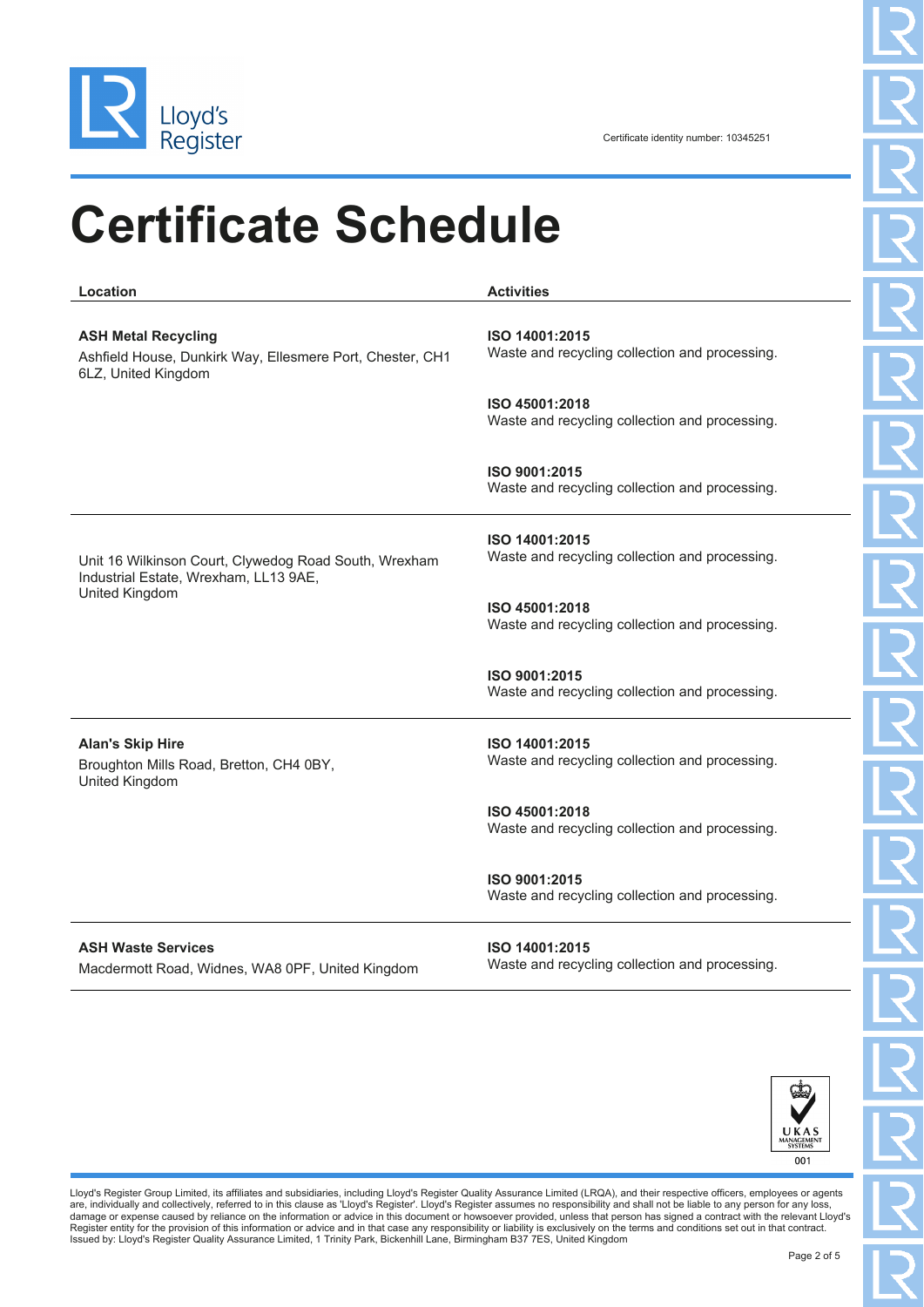Certificate identity number: 10345251

# Certificate Schedule

| Location | Activities |
| --- | --- |
| **ASH Metal Recycling**<br>Ashfield House, Dunkirk Way, Ellesmere Port, Chester, CH1 6LZ, United Kingdom | **ISO 14001:2015**<br>Waste and recycling collection and processing.<br><br>**ISO 45001:2018**<br>Waste and recycling collection and processing.<br><br>**ISO 9001:2015**<br>Waste and recycling collection and processing. |
| Unit 16 Wilkinson Court, Clywedog Road South, Wrexham Industrial Estate, Wrexham, LL13 9AE, United Kingdom | **ISO 14001:2015**<br>Waste and recycling collection and processing.<br><br>**ISO 45001:2018**<br>Waste and recycling collection and processing.<br><br>**ISO 9001:2015**<br>Waste and recycling collection and processing. |
| **Alan's Skip Hire**<br>Broughton Mills Road, Bretton, CH4 0BY, United Kingdom | **ISO 14001:2015**<br>Waste and recycling collection and processing.<br><br>**ISO 45001:2018**<br>Waste and recycling collection and processing.<br><br>**ISO 9001:2015**<br>Waste and recycling collection and processing. |
| **ASH Waste Services**<br>Macdermott Road, Widnes, WA8 0PF, United Kingdom | **ISO 14001:2015**<br>Waste and recycling collection and processing. |

UKAS MANAGEMENT SYSTEMS 001

Lloyd's Register Group Limited, its affiliates and subsidiaries, including Lloyd's Register Quality Assurance Limited (LRQA), and their respective officers, employees or agents are, individually and collectively, referred to in this clause as 'Lloyd's Register'. Lloyd's Register assumes no responsibility and shall not be liable to any person for any loss, damage or expense caused by reliance on the information or advice in this document or howsoever provided, unless that person has signed a contract with the relevant Lloyd's Register entity for the provision of this information or advice and in that case any responsibility or liability is exclusively on the terms and conditions set out in that contract.
Issued by: Lloyd's Register Quality Assurance Limited, 1 Trinity Park, Bickenhill Lane, Birmingham B37 7ES, United Kingdom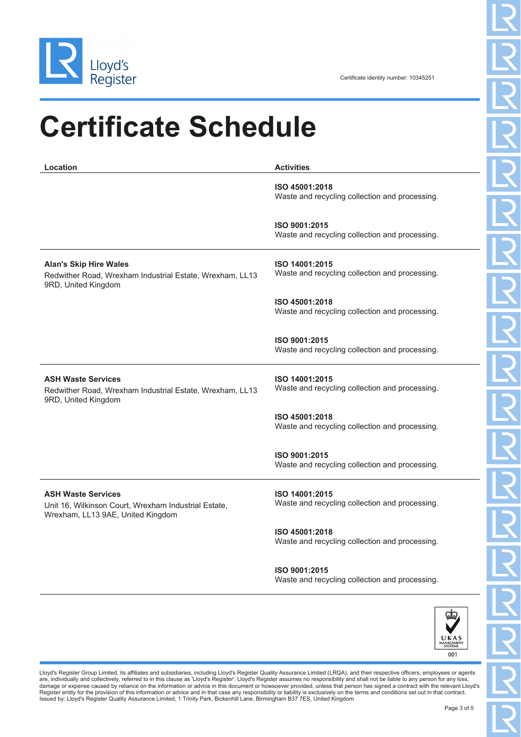Certificate identity number: 10345251

# Certificate Schedule

| Location | Activities |
| --- | --- |
| | **ISO 45001:2018**<br>Waste and recycling collection and processing.<br><br>**ISO 9001:2015**<br>Waste and recycling collection and processing. |
| **Alan's Skip Hire Wales**<br>Redwither Road, Wrexham Industrial Estate, Wrexham, LL13 9RD, United Kingdom | **ISO 14001:2015**<br>Waste and recycling collection and processing.<br><br>**ISO 45001:2018**<br>Waste and recycling collection and processing.<br><br>**ISO 9001:2015**<br>Waste and recycling collection and processing. |
| **ASH Waste Services**<br>Redwither Road, Wrexham Industrial Estate, Wrexham, LL13 9RD, United Kingdom | **ISO 14001:2015**<br>Waste and recycling collection and processing.<br><br>**ISO 45001:2018**<br>Waste and recycling collection and processing.<br><br>**ISO 9001:2015**<br>Waste and recycling collection and processing. |
| **ASH Waste Services**<br>Unit 16, Wilkinson Court, Wrexham Industrial Estate, Wrexham, LL13 9AE, United Kingdom | **ISO 14001:2015**<br>Waste and recycling collection and processing.<br><br>**ISO 45001:2018**<br>Waste and recycling collection and processing.<br><br>**ISO 9001:2015**<br>Waste and recycling collection and processing. |

UKAS MANAGEMENT SYSTEMS 001

Lloyd's Register Group Limited, its affiliates and subsidiaries, including Lloyd's Register Quality Assurance Limited (LRQA), and their respective officers, employees or agents are, individually and collectively, referred to in this clause as 'Lloyd's Register'. Lloyd's Register assumes no responsibility and shall not be liable to any person for any loss, damage or expense caused by reliance on the information or advice in this document or howsoever provided, unless that person has signed a contract with the relevant Lloyd's Register entity for the provision of this information or advice and in that case any responsibility or liability is exclusively on the terms and conditions set out in that contract.
Issued by: Lloyd's Register Quality Assurance Limited, 1 Trinity Park, Bickenhill Lane, Birmingham B37 7ES, United Kingdom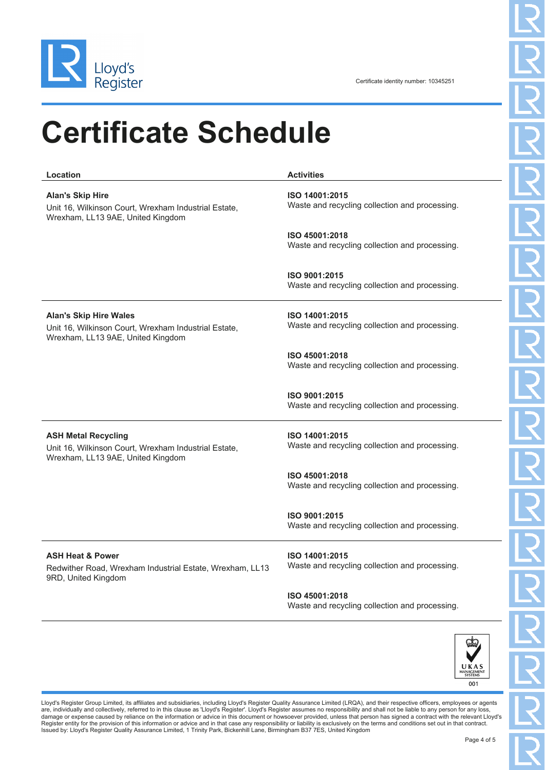Certificate identity number: 10345251

# Certificate Schedule

| Location | Activities |
| --- | --- |
| **Alan's Skip Hire**<br>Unit 16, Wilkinson Court, Wrexham Industrial Estate, Wrexham, LL13 9AE, United Kingdom | **ISO 14001:2015**<br>Waste and recycling collection and processing.<br><br>**ISO 45001:2018**<br>Waste and recycling collection and processing.<br><br>**ISO 9001:2015**<br>Waste and recycling collection and processing. |
| **Alan's Skip Hire Wales**<br>Unit 16, Wilkinson Court, Wrexham Industrial Estate, Wrexham, LL13 9AE, United Kingdom | **ISO 14001:2015**<br>Waste and recycling collection and processing.<br><br>**ISO 45001:2018**<br>Waste and recycling collection and processing.<br><br>**ISO 9001:2015**<br>Waste and recycling collection and processing. |
| **ASH Metal Recycling**<br>Unit 16, Wilkinson Court, Wrexham Industrial Estate, Wrexham, LL13 9AE, United Kingdom | **ISO 14001:2015**<br>Waste and recycling collection and processing.<br><br>**ISO 45001:2018**<br>Waste and recycling collection and processing.<br><br>**ISO 9001:2015**<br>Waste and recycling collection and processing. |
| **ASH Heat & Power**<br>Redwither Road, Wrexham Industrial Estate, Wrexham, LL13 9RD, United Kingdom | **ISO 14001:2015**<br>Waste and recycling collection and processing.<br><br>**ISO 45001:2018**<br>Waste and recycling collection and processing. |

UKAS MANAGEMENT SYSTEMS 001

Lloyd's Register Group Limited, its affiliates and subsidiaries, including Lloyd's Register Quality Assurance Limited (LRQA), and their respective officers, employees or agents are, individually and collectively, referred to in this clause as 'Lloyd's Register'. Lloyd's Register assumes no responsibility and shall not be liable to any person for any loss, damage or expense caused by reliance on the information or advice in this document or howsoever provided, unless that person has signed a contract with the relevant Lloyd's Register entity for the provision of this information or advice and in that case any responsibility or liability is exclusively on the terms and conditions set out in that contract.
Issued by: Lloyd's Register Quality Assurance Limited, 1 Trinity Park, Bickenhill Lane, Birmingham B37 7ES, United Kingdom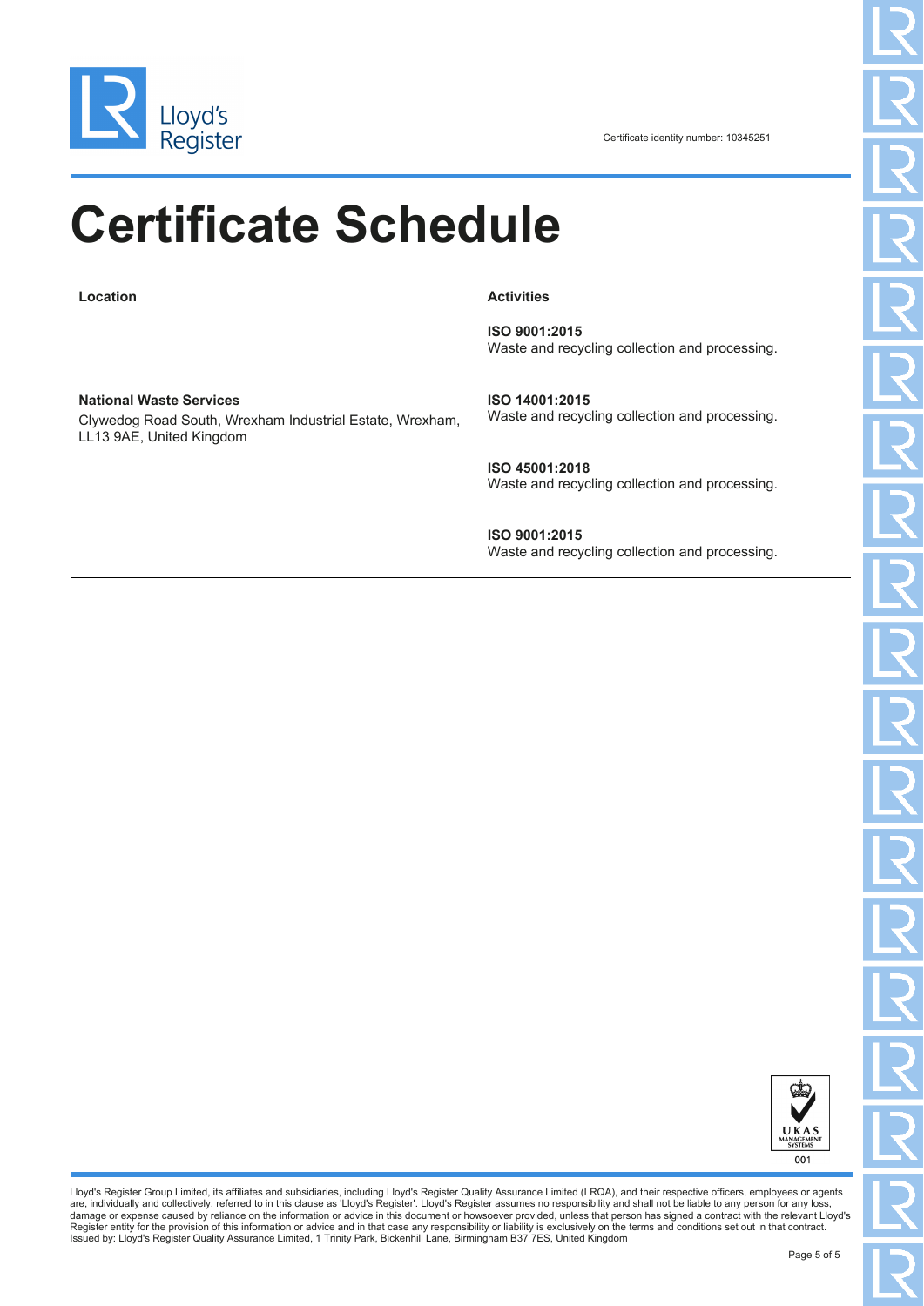Certificate identity number: 10345251

# Certificate Schedule

| Location | Activities |
| --- | --- |
| | **ISO 9001:2015**<br>Waste and recycling collection and processing. |
| **National Waste Services**<br>Clywedog Road South, Wrexham Industrial Estate, Wrexham, LL13 9AE, United Kingdom | **ISO 14001:2015**<br>Waste and recycling collection and processing.<br><br>**ISO 45001:2018**<br>Waste and recycling collection and processing.<br><br>**ISO 9001:2015**<br>Waste and recycling collection and processing. |

UKAS MANAGEMENT SYSTEMS 001

Lloyd's Register Group Limited, its affiliates and subsidiaries, including Lloyd's Register Quality Assurance Limited (LRQA), and their respective officers, employees or agents are, individually and collectively, referred to in this clause as 'Lloyd's Register'. Lloyd's Register assumes no responsibility and shall not be liable to any person for any loss, damage or expense caused by reliance on the information or advice in this document or howsoever provided, unless that person has signed a contract with the relevant Lloyd's Register entity for the provision of this information or advice and in that case any responsibility or liability is exclusively on the terms and conditions set out in that contract.
Issued by: Lloyd's Register Quality Assurance Limited, 1 Trinity Park, Bickenhill Lane, Birmingham B37 7ES, United Kingdom